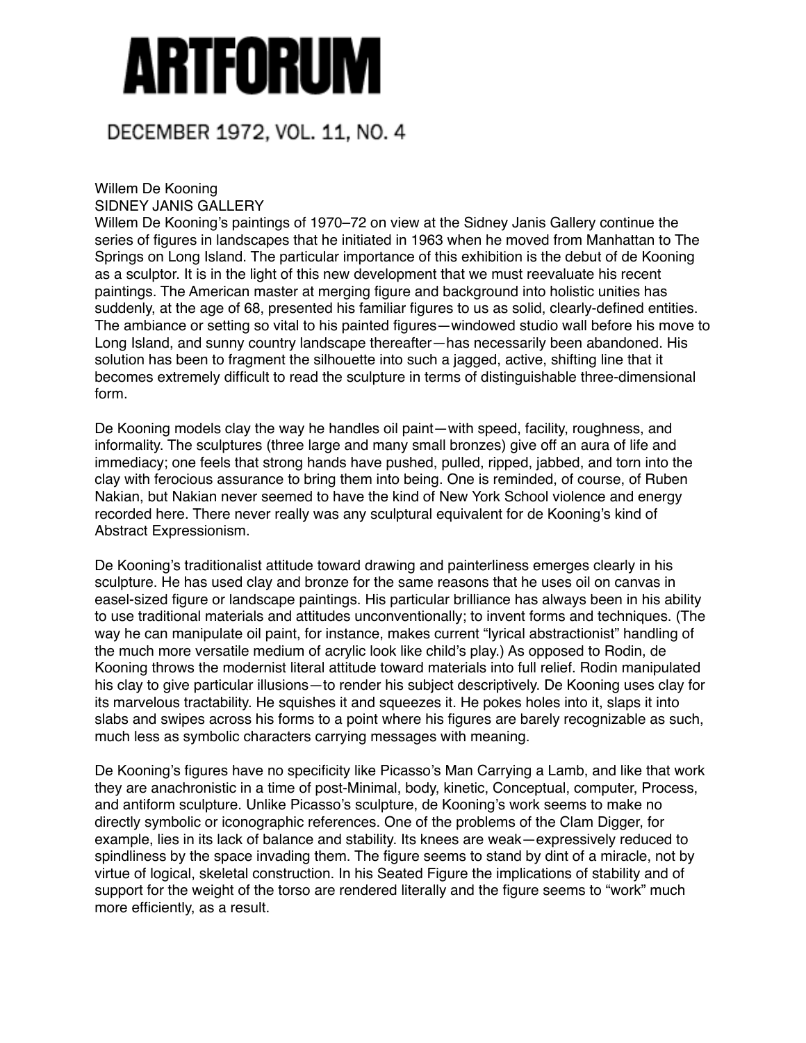# ARTFORUM

DECEMBER 1972, VOL. 11, NO. 4

Willem De Kooning

SIDNEY JANIS GALLERY

Willem De Kooning's paintings of 1970–72 on view at the Sidney Janis Gallery continue the series of figures in landscapes that he initiated in 1963 when he moved from Manhattan to The Springs on Long Island. The particular importance of this exhibition is the debut of de Kooning as a sculptor. It is in the light of this new development that we must reevaluate his recent paintings. The American master at merging figure and background into holistic unities has suddenly, at the age of 68, presented his familiar figures to us as solid, clearly-defined entities. The ambiance or setting so vital to his painted figures—windowed studio wall before his move to Long Island, and sunny country landscape thereafter—has necessarily been abandoned. His solution has been to fragment the silhouette into such a jagged, active, shifting line that it becomes extremely difficult to read the sculpture in terms of distinguishable three-dimensional form.

De Kooning models clay the way he handles oil paint—with speed, facility, roughness, and informality. The sculptures (three large and many small bronzes) give off an aura of life and immediacy; one feels that strong hands have pushed, pulled, ripped, jabbed, and torn into the clay with ferocious assurance to bring them into being. One is reminded, of course, of Ruben Nakian, but Nakian never seemed to have the kind of New York School violence and energy recorded here. There never really was any sculptural equivalent for de Kooning's kind of Abstract Expressionism.

De Kooning's traditionalist attitude toward drawing and painterliness emerges clearly in his sculpture. He has used clay and bronze for the same reasons that he uses oil on canvas in easel-sized figure or landscape paintings. His particular brilliance has always been in his ability to use traditional materials and attitudes unconventionally; to invent forms and techniques. (The way he can manipulate oil paint, for instance, makes current "lyrical abstractionist" handling of the much more versatile medium of acrylic look like child's play.) As opposed to Rodin, de Kooning throws the modernist literal attitude toward materials into full relief. Rodin manipulated his clay to give particular illusions—to render his subject descriptively. De Kooning uses clay for its marvelous tractability. He squishes it and squeezes it. He pokes holes into it, slaps it into slabs and swipes across his forms to a point where his figures are barely recognizable as such, much less as symbolic characters carrying messages with meaning.

De Kooning's figures have no specificity like Picasso's Man Carrying a Lamb, and like that work they are anachronistic in a time of post-Minimal, body, kinetic, Conceptual, computer, Process, and antiform sculpture. Unlike Picasso's sculpture, de Kooning's work seems to make no directly symbolic or iconographic references. One of the problems of the Clam Digger, for example, lies in its lack of balance and stability. Its knees are weak—expressively reduced to spindliness by the space invading them. The figure seems to stand by dint of a miracle, not by virtue of logical, skeletal construction. In his Seated Figure the implications of stability and of support for the weight of the torso are rendered literally and the figure seems to "work" much more efficiently, as a result.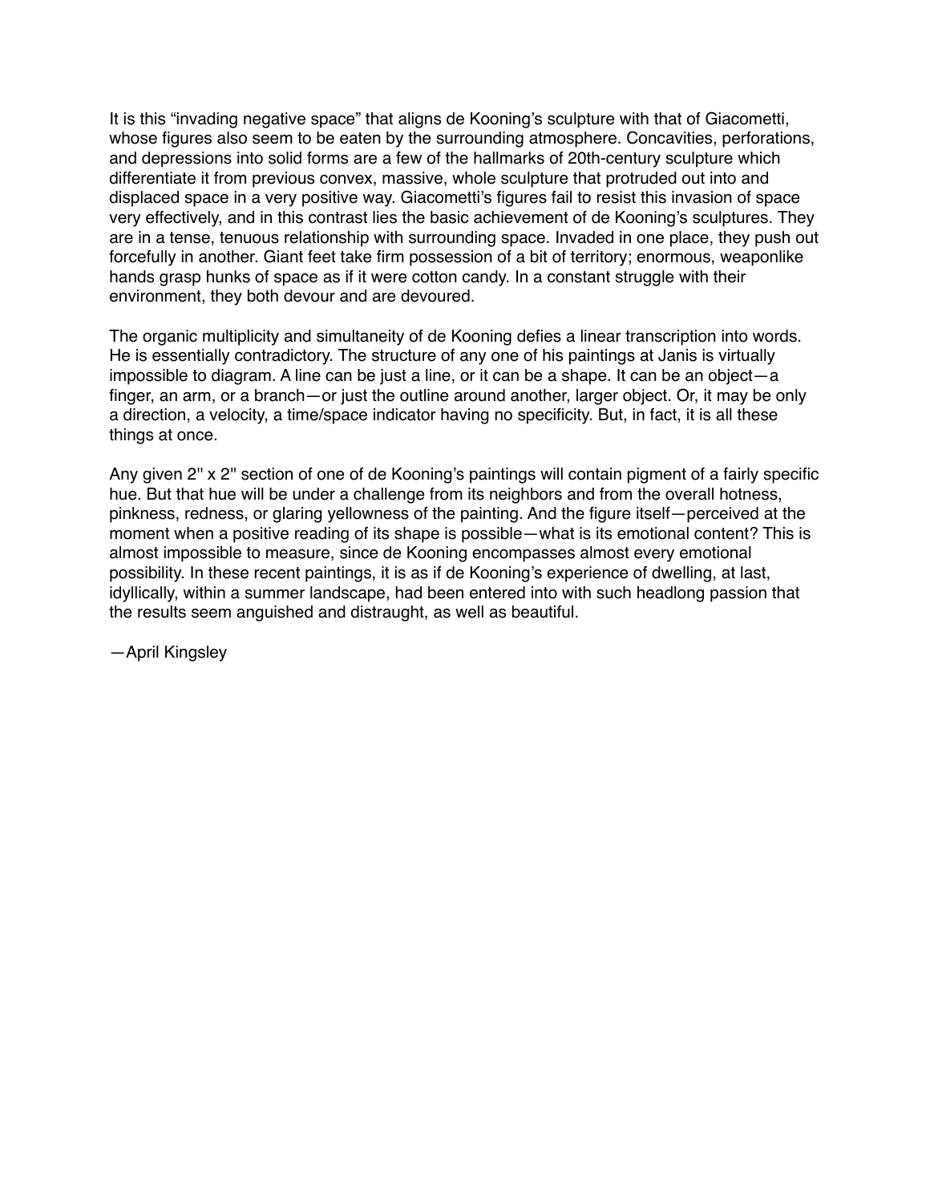It is this "invading negative space" that aligns de Kooning's sculpture with that of Giacometti, whose figures also seem to be eaten by the surrounding atmosphere. Concavities, perforations, and depressions into solid forms are a few of the hallmarks of 20th-century sculpture which differentiate it from previous convex, massive, whole sculpture that protruded out into and displaced space in a very positive way. Giacometti's figures fail to resist this invasion of space very effectively, and in this contrast lies the basic achievement of de Kooning's sculptures. They are in a tense, tenuous relationship with surrounding space. Invaded in one place, they push out forcefully in another. Giant feet take firm possession of a bit of territory; enormous, weaponlike hands grasp hunks of space as if it were cotton candy. In a constant struggle with their environment, they both devour and are devoured.

The organic multiplicity and simultaneity of de Kooning defies a linear transcription into words. He is essentially contradictory. The structure of any one of his paintings at Janis is virtually impossible to diagram. A line can be just a line, or it can be a shape. It can be an object—a finger, an arm, or a branch—or just the outline around another, larger object. Or, it may be only a direction, a velocity, a time/space indicator having no specificity. But, in fact, it is all these things at once.

Any given 2" x 2" section of one of de Kooning's paintings will contain pigment of a fairly specific hue. But that hue will be under a challenge from its neighbors and from the overall hotness, pinkness, redness, or glaring yellowness of the painting. And the figure itself—perceived at the moment when a positive reading of its shape is possible—what is its emotional content? This is almost impossible to measure, since de Kooning encompasses almost every emotional possibility. In these recent paintings, it is as if de Kooning's experience of dwelling, at last, idyllically, within a summer landscape, had been entered into with such headlong passion that the results seem anguished and distraught, as well as beautiful.

—April Kingsley